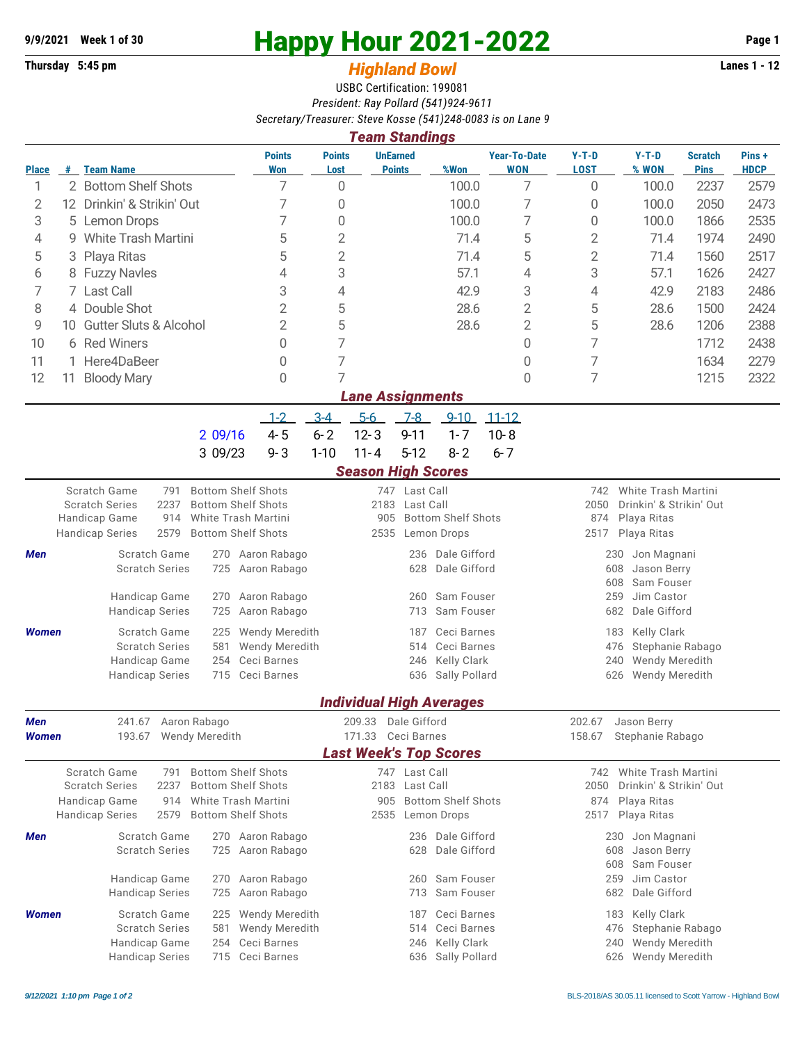**9/9/2021 Week 1 of 30**

**Thursday 5:45 pm**

# Happy Hour 2021-2022

## *Highland Bowl*

**Lanes 1 - 12**

USBC Certification: 199081

*President: Ray Pollard (541)924-9611*

*Secretary/Treasurer: Steve Kosse (541)248-0083 is on Lane 9*

### *Team Standings*

| Place | # | Team Name | Points Won | Points Lost | UnEarned Points | %Won | Year-To-Date WON | Y-T-D LOST | Y-T-D % WON | Scratch Pins | Pins + HDCP |
|---|---|---|---|---|---|---|---|---|---|---|---|
| 1 | 2 | Bottom Shelf Shots | 7 | 0 | | 100.0 | 7 | 0 | 100.0 | 2237 | 2579 |
| 2 | 12 | Drinkin' & Strikin' Out | 7 | 0 | | 100.0 | 7 | 0 | 100.0 | 2050 | 2473 |
| 3 | 5 | Lemon Drops | 7 | 0 | | 100.0 | 7 | 0 | 100.0 | 1866 | 2535 |
| 4 | 9 | White Trash Martini | 5 | 2 | | 71.4 | 5 | 2 | 71.4 | 1974 | 2490 |
| 5 | 3 | Playa Ritas | 5 | 2 | | 71.4 | 5 | 2 | 71.4 | 1560 | 2517 |
| 6 | 8 | Fuzzy Navles | 4 | 3 | | 57.1 | 4 | 3 | 57.1 | 1626 | 2427 |
| 7 | 7 | Last Call | 3 | 4 | | 42.9 | 3 | 4 | 42.9 | 2183 | 2486 |
| 8 | 4 | Double Shot | 2 | 5 | | 28.6 | 2 | 5 | 28.6 | 1500 | 2424 |
| 9 | 10 | Gutter Sluts & Alcohol | 2 | 5 | | 28.6 | 2 | 5 | 28.6 | 1206 | 2388 |
| 10 | 6 | Red Winers | 0 | 7 | | | 0 | 7 | | 1712 | 2438 |
| 11 | 1 | Here4DaBeer | 0 | 7 | | | 0 | 7 | | 1634 | 2279 |
| 12 | 11 | Bloody Mary | 0 | 7 | | | 0 | 7 | | 1215 | 2322 |

### *Lane Assignments*

| | 1-2 | 3-4 | 5-6 | 7-8 | 9-10 | 11-12 |
|---|---|---|---|---|---|---|
| 2 09/16 | 4- 5 | 6- 2 | 12- 3 | 9-11 | 1- 7 | 10- 8 |
| 3 09/23 | 9- 3 | 1-10 | 11- 4 | 5-12 | 8- 2 | 6- 7 |

### *Season High Scores*

| | | | | | | |
|---|---|---|---|---|---|---|
| Scratch Game | 791 | Bottom Shelf Shots | 747 | Last Call | 742 | White Trash Martini |
| Scratch Series | 2237 | Bottom Shelf Shots | 2183 | Last Call | 2050 | Drinkin' & Strikin' Out |
| Handicap Game | 914 | White Trash Martini | 905 | Bottom Shelf Shots | 874 | Playa Ritas |
| Handicap Series | 2579 | Bottom Shelf Shots | 2535 | Lemon Drops | 2517 | Playa Ritas |

| | | | | | | | |
|---|---|---|---|---|---|---|---|
| ***Men*** | Scratch Game | 270 | Aaron Rabago | 236 | Dale Gifford | 230 | Jon Magnani |
| | Scratch Series | 725 | Aaron Rabago | 628 | Dale Gifford | 608 | Jason Berry |
| | | | | | | 608 | Sam Fouser |
| | Handicap Game | 270 | Aaron Rabago | 260 | Sam Fouser | 259 | Jim Castor |
| | Handicap Series | 725 | Aaron Rabago | 713 | Sam Fouser | 682 | Dale Gifford |
| ***Women*** | Scratch Game | 225 | Wendy Meredith | 187 | Ceci Barnes | 183 | Kelly Clark |
| | Scratch Series | 581 | Wendy Meredith | 514 | Ceci Barnes | 476 | Stephanie Rabago |
| | Handicap Game | 254 | Ceci Barnes | 246 | Kelly Clark | 240 | Wendy Meredith |
| | Handicap Series | 715 | Ceci Barnes | 636 | Sally Pollard | 626 | Wendy Meredith |

### *Individual High Averages*

| | | | | | | |
|---|---|---|---|---|---|---|
| ***Men*** | 241.67 | Aaron Rabago | 209.33 | Dale Gifford | 202.67 | Jason Berry |
| ***Women*** | 193.67 | Wendy Meredith | 171.33 | Ceci Barnes | 158.67 | Stephanie Rabago |

### *Last Week's Top Scores*

| | | | | | | |
|---|---|---|---|---|---|---|
| Scratch Game | 791 | Bottom Shelf Shots | 747 | Last Call | 742 | White Trash Martini |
| Scratch Series | 2237 | Bottom Shelf Shots | 2183 | Last Call | 2050 | Drinkin' & Strikin' Out |
| Handicap Game | 914 | White Trash Martini | 905 | Bottom Shelf Shots | 874 | Playa Ritas |
| Handicap Series | 2579 | Bottom Shelf Shots | 2535 | Lemon Drops | 2517 | Playa Ritas |

| | | | | | | | |
|---|---|---|---|---|---|---|---|
| ***Men*** | Scratch Game | 270 | Aaron Rabago | 236 | Dale Gifford | 230 | Jon Magnani |
| | Scratch Series | 725 | Aaron Rabago | 628 | Dale Gifford | 608 | Jason Berry |
| | | | | | | 608 | Sam Fouser |
| | Handicap Game | 270 | Aaron Rabago | 260 | Sam Fouser | 259 | Jim Castor |
| | Handicap Series | 725 | Aaron Rabago | 713 | Sam Fouser | 682 | Dale Gifford |
| ***Women*** | Scratch Game | 225 | Wendy Meredith | 187 | Ceci Barnes | 183 | Kelly Clark |
| | Scratch Series | 581 | Wendy Meredith | 514 | Ceci Barnes | 476 | Stephanie Rabago |
| | Handicap Game | 254 | Ceci Barnes | 246 | Kelly Clark | 240 | Wendy Meredith |
| | Handicap Series | 715 | Ceci Barnes | 636 | Sally Pollard | 626 | Wendy Meredith |

*9/12/2021 1:10 pm*

BLS-2018/AS 30.05.11 licensed to Scott Yarrow - Highland Bowl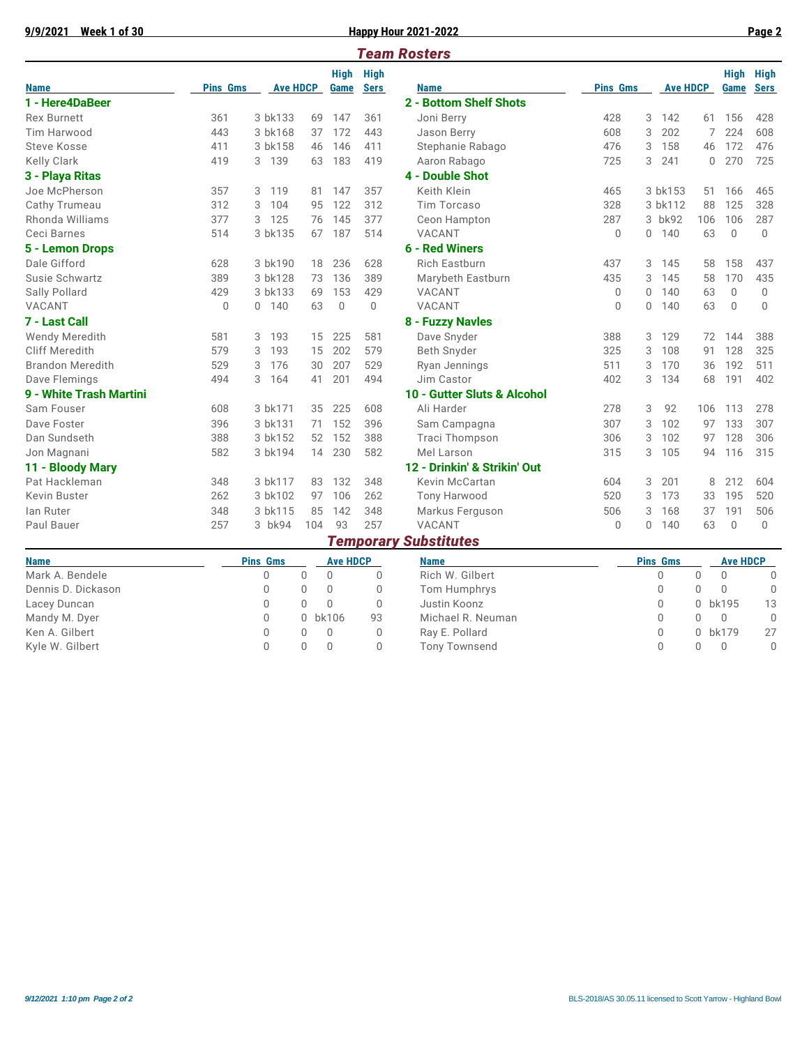## Team Rosters

| Name | Pins | Gms | Ave | HDCP | High Game | High Sers |
|---|---|---|---|---|---|---|
| **1 - Here4DaBeer** | | | | | | |
| Rex Burnett | 361 | 3 | bk133 | 69 | 147 | 361 |
| Tim Harwood | 443 | 3 | bk168 | 37 | 172 | 443 |
| Steve Kosse | 411 | 3 | bk158 | 46 | 146 | 411 |
| Kelly Clark | 419 | 3 | 139 | 63 | 183 | 419 |
| **2 - Bottom Shelf Shots** | | | | | | |
| Joni Berry | 428 | 3 | 142 | 61 | 156 | 428 |
| Jason Berry | 608 | 3 | 202 | 7 | 224 | 608 |
| Stephanie Rabago | 476 | 3 | 158 | 46 | 172 | 476 |
| Aaron Rabago | 725 | 3 | 241 | 0 | 270 | 725 |
| **3 - Playa Ritas** | | | | | | |
| Joe McPherson | 357 | 3 | 119 | 81 | 147 | 357 |
| Cathy Trumeau | 312 | 3 | 104 | 95 | 122 | 312 |
| Rhonda Williams | 377 | 3 | 125 | 76 | 145 | 377 |
| Ceci Barnes | 514 | 3 | bk135 | 67 | 187 | 514 |
| **4 - Double Shot** | | | | | | |
| Keith Klein | 465 | 3 | bk153 | 51 | 166 | 465 |
| Tim Torcaso | 328 | 3 | bk112 | 88 | 125 | 328 |
| Ceon Hampton | 287 | 3 | bk92 | 106 | 106 | 287 |
| VACANT | 0 | 0 | 140 | 63 | 0 | 0 |
| **5 - Lemon Drops** | | | | | | |
| Dale Gifford | 628 | 3 | bk190 | 18 | 236 | 628 |
| Susie Schwartz | 389 | 3 | bk128 | 73 | 136 | 389 |
| Sally Pollard | 429 | 3 | bk133 | 69 | 153 | 429 |
| VACANT | 0 | 0 | 140 | 63 | 0 | 0 |
| **6 - Red Winers** | | | | | | |
| Rich Eastburn | 437 | 3 | 145 | 58 | 158 | 437 |
| Marybeth Eastburn | 435 | 3 | 145 | 58 | 170 | 435 |
| VACANT | 0 | 0 | 140 | 63 | 0 | 0 |
| VACANT | 0 | 0 | 140 | 63 | 0 | 0 |
| **7 - Last Call** | | | | | | |
| Wendy Meredith | 581 | 3 | 193 | 15 | 225 | 581 |
| Cliff Meredith | 579 | 3 | 193 | 15 | 202 | 579 |
| Brandon Meredith | 529 | 3 | 176 | 30 | 207 | 529 |
| Dave Flemings | 494 | 3 | 164 | 41 | 201 | 494 |
| **8 - Fuzzy Navles** | | | | | | |
| Dave Snyder | 388 | 3 | 129 | 72 | 144 | 388 |
| Beth Snyder | 325 | 3 | 108 | 91 | 128 | 325 |
| Ryan Jennings | 511 | 3 | 170 | 36 | 192 | 511 |
| Jim Castor | 402 | 3 | 134 | 68 | 191 | 402 |
| **9 - White Trash Martini** | | | | | | |
| Sam Fouser | 608 | 3 | bk171 | 35 | 225 | 608 |
| Dave Foster | 396 | 3 | bk131 | 71 | 152 | 396 |
| Dan Sundseth | 388 | 3 | bk152 | 52 | 152 | 388 |
| Jon Magnani | 582 | 3 | bk194 | 14 | 230 | 582 |
| **10 - Gutter Sluts & Alcohol** | | | | | | |
| Ali Harder | 278 | 3 | 92 | 106 | 113 | 278 |
| Sam Campagna | 307 | 3 | 102 | 97 | 133 | 307 |
| Traci Thompson | 306 | 3 | 102 | 97 | 128 | 306 |
| Mel Larson | 315 | 3 | 105 | 94 | 116 | 315 |
| **11 - Bloody Mary** | | | | | | |
| Pat Hackleman | 348 | 3 | bk117 | 83 | 132 | 348 |
| Kevin Buster | 262 | 3 | bk102 | 97 | 106 | 262 |
| Ian Ruter | 348 | 3 | bk115 | 85 | 142 | 348 |
| Paul Bauer | 257 | 3 | bk94 | 104 | 93 | 257 |
| **12 - Drinkin' & Strikin' Out** | | | | | | |
| Kevin McCartan | 604 | 3 | 201 | 8 | 212 | 604 |
| Tony Harwood | 520 | 3 | 173 | 33 | 195 | 520 |
| Markus Ferguson | 506 | 3 | 168 | 37 | 191 | 506 |
| VACANT | 0 | 0 | 140 | 63 | 0 | 0 |

## Temporary Substitutes

| Name | Pins | Gms | Ave | HDCP |
|---|---|---|---|---|
| Mark A. Bendele | 0 | 0 | 0 | 0 |
| Dennis D. Dickason | 0 | 0 | 0 | 0 |
| Lacey Duncan | 0 | 0 | 0 | 0 |
| Mandy M. Dyer | 0 | 0 | bk106 | 93 |
| Ken A. Gilbert | 0 | 0 | 0 | 0 |
| Kyle W. Gilbert | 0 | 0 | 0 | 0 |
| Rich W. Gilbert | 0 | 0 | 0 | 0 |
| Tom Humphrys | 0 | 0 | 0 | 0 |
| Justin Koonz | 0 | 0 | bk195 | 13 |
| Michael R. Neuman | 0 | 0 | 0 | 0 |
| Ray E. Pollard | 0 | 0 | bk179 | 27 |
| Tony Townsend | 0 | 0 | 0 | 0 |